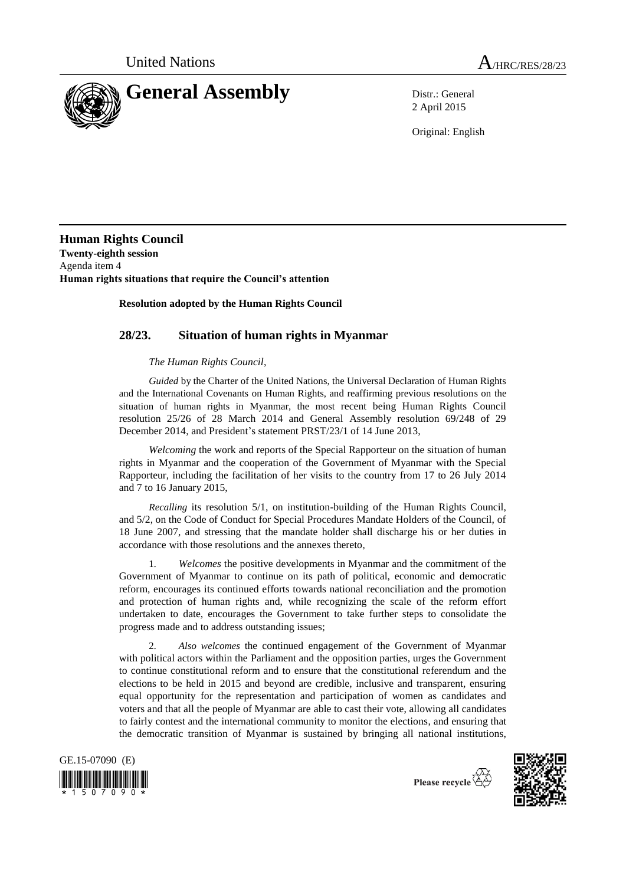United Nations — A/HRC/RES/28/23

# General Assembly

Distr.: General
2 April 2015

Original: English

## Human Rights Council

**Twenty-eighth session**
Agenda item 4
**Human rights situations that require the Council's attention**

**Resolution adopted by the Human Rights Council**

### 28/23. Situation of human rights in Myanmar

*The Human Rights Council*,

*Guided* by the Charter of the United Nations, the Universal Declaration of Human Rights and the International Covenants on Human Rights, and reaffirming previous resolutions on the situation of human rights in Myanmar, the most recent being Human Rights Council resolution 25/26 of 28 March 2014 and General Assembly resolution 69/248 of 29 December 2014, and President's statement PRST/23/1 of 14 June 2013,

*Welcoming* the work and reports of the Special Rapporteur on the situation of human rights in Myanmar and the cooperation of the Government of Myanmar with the Special Rapporteur, including the facilitation of her visits to the country from 17 to 26 July 2014 and 7 to 16 January 2015,

*Recalling* its resolution 5/1, on institution-building of the Human Rights Council, and 5/2, on the Code of Conduct for Special Procedures Mandate Holders of the Council, of 18 June 2007, and stressing that the mandate holder shall discharge his or her duties in accordance with those resolutions and the annexes thereto,

1. *Welcomes* the positive developments in Myanmar and the commitment of the Government of Myanmar to continue on its path of political, economic and democratic reform, encourages its continued efforts towards national reconciliation and the promotion and protection of human rights and, while recognizing the scale of the reform effort undertaken to date, encourages the Government to take further steps to consolidate the progress made and to address outstanding issues;

2. *Also welcomes* the continued engagement of the Government of Myanmar with political actors within the Parliament and the opposition parties, urges the Government to continue constitutional reform and to ensure that the constitutional referendum and the elections to be held in 2015 and beyond are credible, inclusive and transparent, ensuring equal opportunity for the representation and participation of women as candidates and voters and that all the people of Myanmar are able to cast their vote, allowing all candidates to fairly contest and the international community to monitor the elections, and ensuring that the democratic transition of Myanmar is sustained by bringing all national institutions,

GE.15-07090 (E)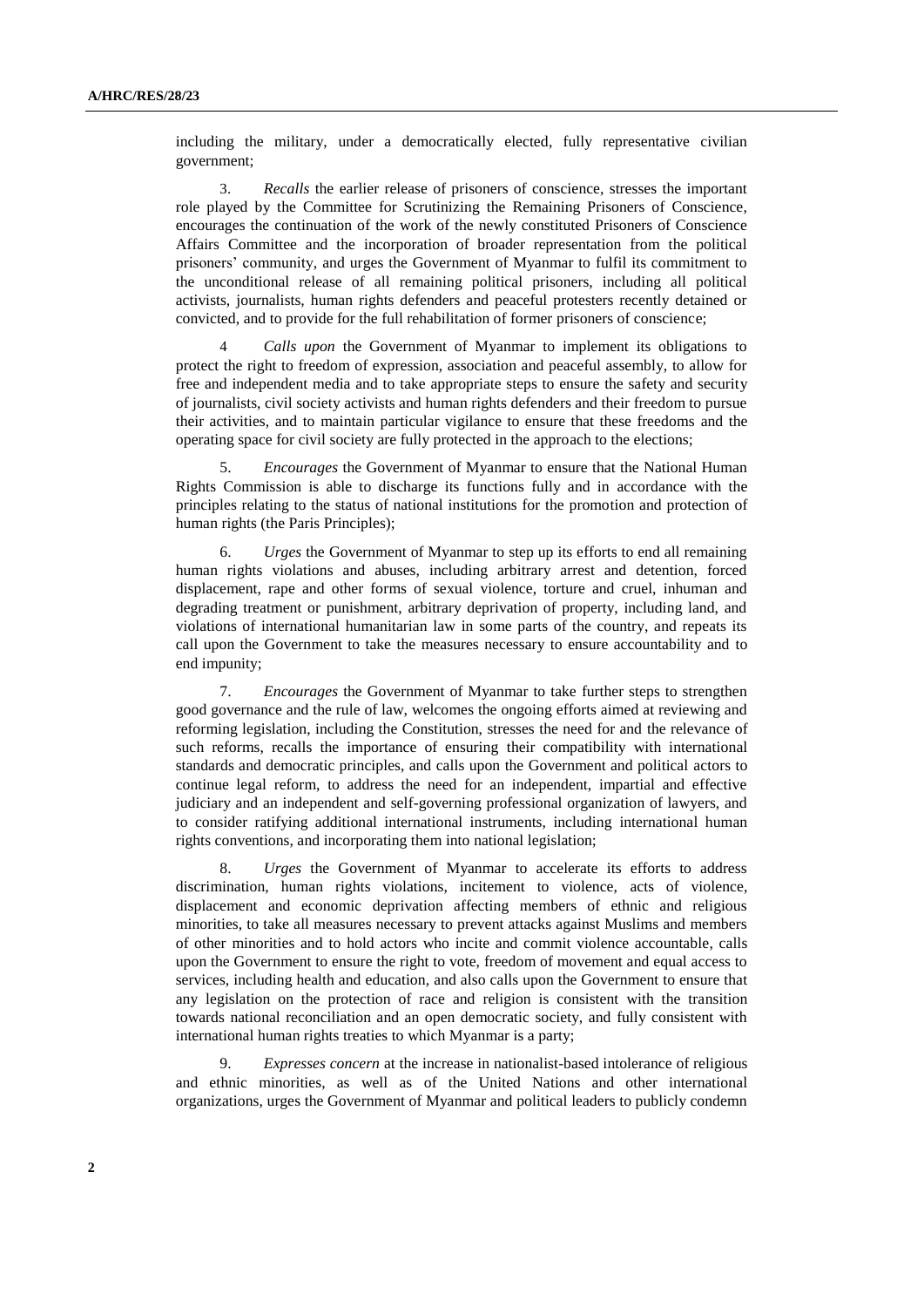including the military, under a democratically elected, fully representative civilian government;

3. *Recalls* the earlier release of prisoners of conscience, stresses the important role played by the Committee for Scrutinizing the Remaining Prisoners of Conscience, encourages the continuation of the work of the newly constituted Prisoners of Conscience Affairs Committee and the incorporation of broader representation from the political prisoners' community, and urges the Government of Myanmar to fulfil its commitment to the unconditional release of all remaining political prisoners, including all political activists, journalists, human rights defenders and peaceful protesters recently detained or convicted, and to provide for the full rehabilitation of former prisoners of conscience;

4 *Calls upon* the Government of Myanmar to implement its obligations to protect the right to freedom of expression, association and peaceful assembly, to allow for free and independent media and to take appropriate steps to ensure the safety and security of journalists, civil society activists and human rights defenders and their freedom to pursue their activities, and to maintain particular vigilance to ensure that these freedoms and the operating space for civil society are fully protected in the approach to the elections;

5. *Encourages* the Government of Myanmar to ensure that the National Human Rights Commission is able to discharge its functions fully and in accordance with the principles relating to the status of national institutions for the promotion and protection of human rights (the Paris Principles);

6. *Urges* the Government of Myanmar to step up its efforts to end all remaining human rights violations and abuses, including arbitrary arrest and detention, forced displacement, rape and other forms of sexual violence, torture and cruel, inhuman and degrading treatment or punishment, arbitrary deprivation of property, including land, and violations of international humanitarian law in some parts of the country, and repeats its call upon the Government to take the measures necessary to ensure accountability and to end impunity;

7. *Encourages* the Government of Myanmar to take further steps to strengthen good governance and the rule of law, welcomes the ongoing efforts aimed at reviewing and reforming legislation, including the Constitution, stresses the need for and the relevance of such reforms, recalls the importance of ensuring their compatibility with international standards and democratic principles, and calls upon the Government and political actors to continue legal reform, to address the need for an independent, impartial and effective judiciary and an independent and self-governing professional organization of lawyers, and to consider ratifying additional international instruments, including international human rights conventions, and incorporating them into national legislation;

8. *Urges* the Government of Myanmar to accelerate its efforts to address discrimination, human rights violations, incitement to violence, acts of violence, displacement and economic deprivation affecting members of ethnic and religious minorities, to take all measures necessary to prevent attacks against Muslims and members of other minorities and to hold actors who incite and commit violence accountable, calls upon the Government to ensure the right to vote, freedom of movement and equal access to services, including health and education, and also calls upon the Government to ensure that any legislation on the protection of race and religion is consistent with the transition towards national reconciliation and an open democratic society, and fully consistent with international human rights treaties to which Myanmar is a party;

9. *Expresses concern* at the increase in nationalist-based intolerance of religious and ethnic minorities, as well as of the United Nations and other international organizations, urges the Government of Myanmar and political leaders to publicly condemn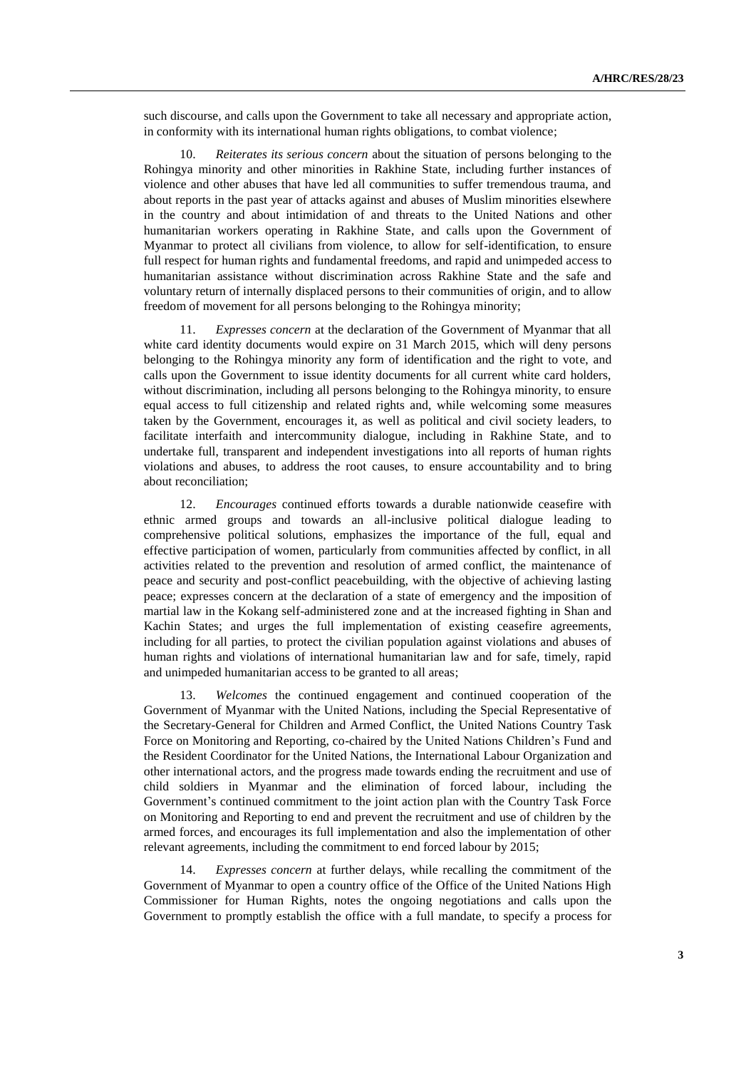such discourse, and calls upon the Government to take all necessary and appropriate action, in conformity with its international human rights obligations, to combat violence;

10. *Reiterates its serious concern* about the situation of persons belonging to the Rohingya minority and other minorities in Rakhine State, including further instances of violence and other abuses that have led all communities to suffer tremendous trauma, and about reports in the past year of attacks against and abuses of Muslim minorities elsewhere in the country and about intimidation of and threats to the United Nations and other humanitarian workers operating in Rakhine State, and calls upon the Government of Myanmar to protect all civilians from violence, to allow for self-identification, to ensure full respect for human rights and fundamental freedoms, and rapid and unimpeded access to humanitarian assistance without discrimination across Rakhine State and the safe and voluntary return of internally displaced persons to their communities of origin, and to allow freedom of movement for all persons belonging to the Rohingya minority;

11. *Expresses concern* at the declaration of the Government of Myanmar that all white card identity documents would expire on 31 March 2015, which will deny persons belonging to the Rohingya minority any form of identification and the right to vote, and calls upon the Government to issue identity documents for all current white card holders, without discrimination, including all persons belonging to the Rohingya minority, to ensure equal access to full citizenship and related rights and, while welcoming some measures taken by the Government, encourages it, as well as political and civil society leaders, to facilitate interfaith and intercommunity dialogue, including in Rakhine State, and to undertake full, transparent and independent investigations into all reports of human rights violations and abuses, to address the root causes, to ensure accountability and to bring about reconciliation;

12. *Encourages* continued efforts towards a durable nationwide ceasefire with ethnic armed groups and towards an all-inclusive political dialogue leading to comprehensive political solutions, emphasizes the importance of the full, equal and effective participation of women, particularly from communities affected by conflict, in all activities related to the prevention and resolution of armed conflict, the maintenance of peace and security and post-conflict peacebuilding, with the objective of achieving lasting peace; expresses concern at the declaration of a state of emergency and the imposition of martial law in the Kokang self-administered zone and at the increased fighting in Shan and Kachin States; and urges the full implementation of existing ceasefire agreements, including for all parties, to protect the civilian population against violations and abuses of human rights and violations of international humanitarian law and for safe, timely, rapid and unimpeded humanitarian access to be granted to all areas;

13. *Welcomes* the continued engagement and continued cooperation of the Government of Myanmar with the United Nations, including the Special Representative of the Secretary-General for Children and Armed Conflict, the United Nations Country Task Force on Monitoring and Reporting, co-chaired by the United Nations Children's Fund and the Resident Coordinator for the United Nations, the International Labour Organization and other international actors, and the progress made towards ending the recruitment and use of child soldiers in Myanmar and the elimination of forced labour, including the Government's continued commitment to the joint action plan with the Country Task Force on Monitoring and Reporting to end and prevent the recruitment and use of children by the armed forces, and encourages its full implementation and also the implementation of other relevant agreements, including the commitment to end forced labour by 2015;

14. *Expresses concern* at further delays, while recalling the commitment of the Government of Myanmar to open a country office of the Office of the United Nations High Commissioner for Human Rights, notes the ongoing negotiations and calls upon the Government to promptly establish the office with a full mandate, to specify a process for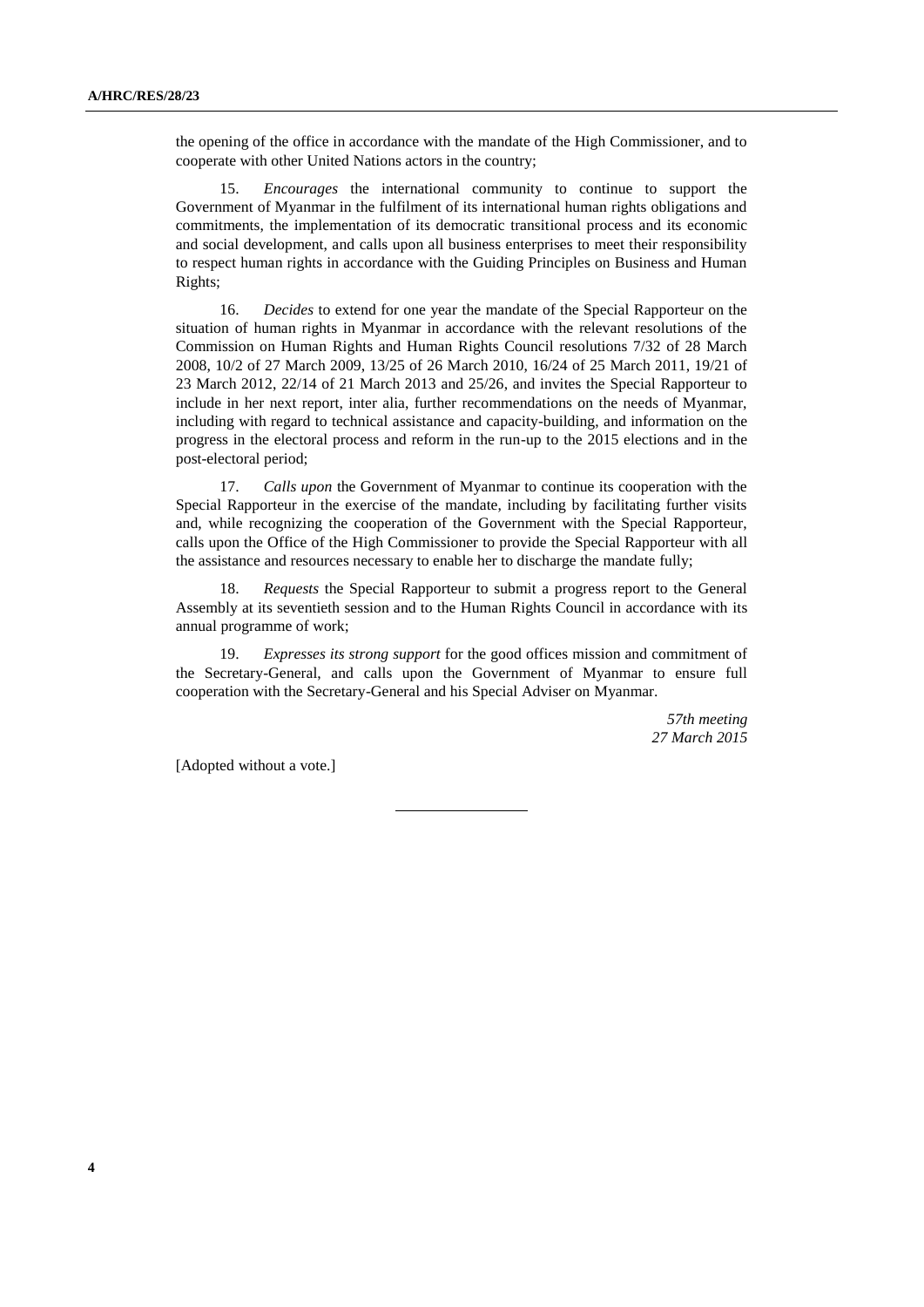the opening of the office in accordance with the mandate of the High Commissioner, and to cooperate with other United Nations actors in the country;

15. *Encourages* the international community to continue to support the Government of Myanmar in the fulfilment of its international human rights obligations and commitments, the implementation of its democratic transitional process and its economic and social development, and calls upon all business enterprises to meet their responsibility to respect human rights in accordance with the Guiding Principles on Business and Human Rights;

16. *Decides* to extend for one year the mandate of the Special Rapporteur on the situation of human rights in Myanmar in accordance with the relevant resolutions of the Commission on Human Rights and Human Rights Council resolutions 7/32 of 28 March 2008, 10/2 of 27 March 2009, 13/25 of 26 March 2010, 16/24 of 25 March 2011, 19/21 of 23 March 2012, 22/14 of 21 March 2013 and 25/26, and invites the Special Rapporteur to include in her next report, inter alia, further recommendations on the needs of Myanmar, including with regard to technical assistance and capacity-building, and information on the progress in the electoral process and reform in the run-up to the 2015 elections and in the post-electoral period;

17. *Calls upon* the Government of Myanmar to continue its cooperation with the Special Rapporteur in the exercise of the mandate, including by facilitating further visits and, while recognizing the cooperation of the Government with the Special Rapporteur, calls upon the Office of the High Commissioner to provide the Special Rapporteur with all the assistance and resources necessary to enable her to discharge the mandate fully;

18. *Requests* the Special Rapporteur to submit a progress report to the General Assembly at its seventieth session and to the Human Rights Council in accordance with its annual programme of work;

19. *Expresses its strong support* for the good offices mission and commitment of the Secretary-General, and calls upon the Government of Myanmar to ensure full cooperation with the Secretary-General and his Special Adviser on Myanmar.

*57th meeting*
*27 March 2015*

[Adopted without a vote.]